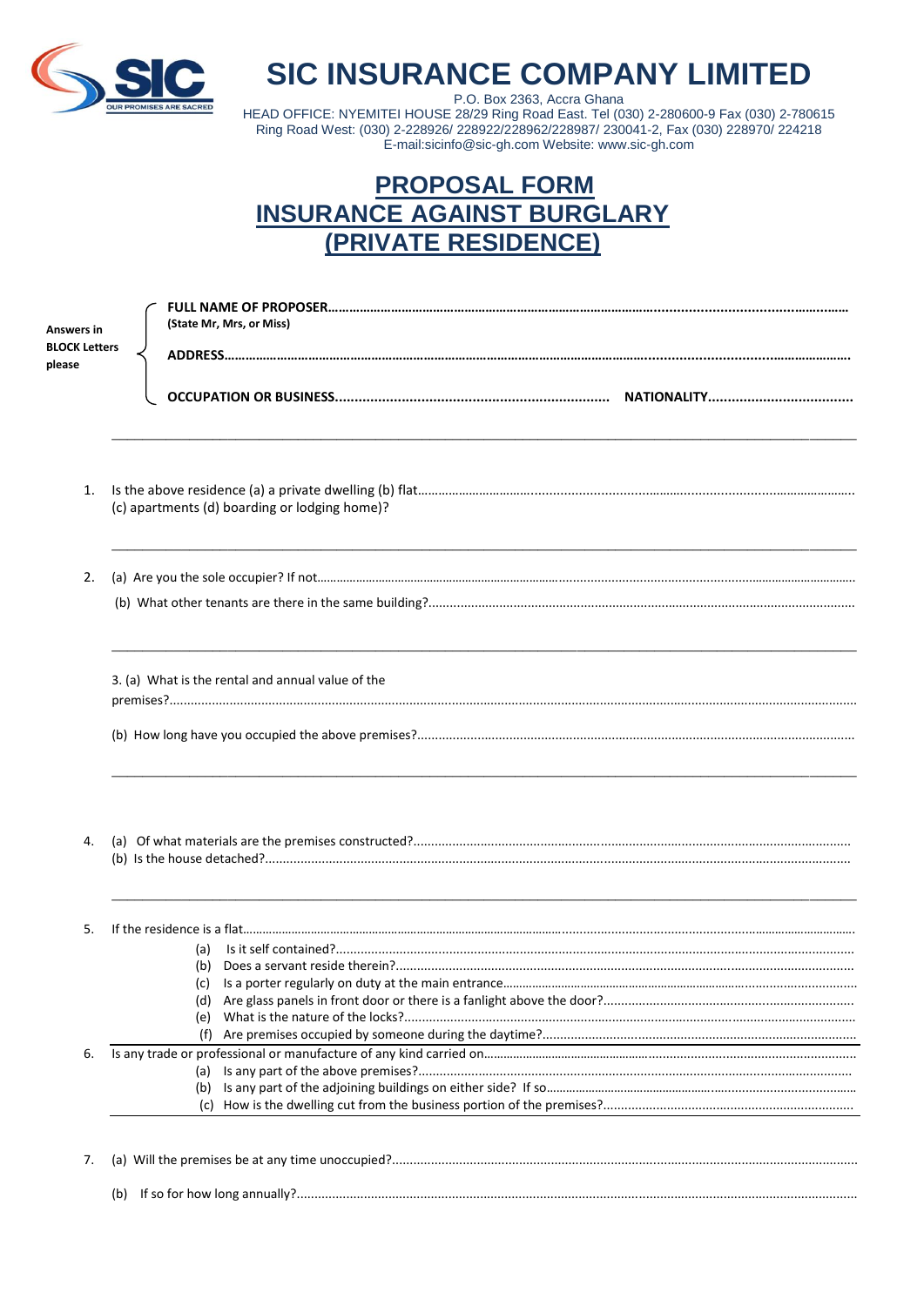# SIC INSURANCE COMPANY LIMITED

P.O. Box 2363, Accra Ghana
HEAD OFFICE: NYEMITEI HOUSE 28/29 Ring Road East. Tel (030) 2-280600-9 Fax (030) 2-780615
Ring Road West: (030) 2-228926/ 228922/228962/228987/ 230041-2, Fax (030) 228970/ 224218
E-mail:sicinfo@sic-gh.com Website: www.sic-gh.com

## PROPOSAL FORM
## INSURANCE AGAINST BURGLARY
## (PRIVATE RESIDENCE)

**Answers in BLOCK Letters please**

**FULL NAME OF PROPOSER**……………………………………………………………………………………………………………
**(State Mr, Mrs, or Miss)**

**ADDRESS**……………………………………………………………………………………………………………………………

**OCCUPATION OR BUSINESS**...................................................................... **NATIONALITY**.....................................

---

1. Is the above residence (a) a private dwelling (b) flat……………………………………………………………………………
   (c) apartments (d) boarding or lodging home)?

---

2. (a) Are you the sole occupier? If not……………………………………………………………………………………………
   (b) What other tenants are there in the same building?.......................................................................................

---

3. (a) What is the rental and annual value of the premises?......................................................................................

   (b) How long have you occupied the above premises?............................................................................................

---

4. (a) Of what materials are the premises constructed?..........................................................................................
   (b) Is the house detached?....................................................................................................................

---

5. If the residence is a flat…………………………………………………………………………………………………………
   (a) Is it self contained?......................................................................................................
   (b) Does a servant reside therein?.......................................................................................
   (c) Is a porter regularly on duty at the main entrance………………………………………………………………
   (d) Are glass panels in front door or there is a fanlight above the door?.........................................
   (e) What is the nature of the locks?....................................................................................
   (f) Are premises occupied by someone during the daytime?...................................................

6. Is any trade or professional or manufacture of any kind carried on……………………………………………………
   (a) Is any part of the above premises?..................................................................................
   (b) Is any part of the adjoining buildings on either side? If so……………………………………………………
   (c) How is the dwelling cut from the business portion of the premises?....................................

---

7. (a) Will the premises be at any time unoccupied?..........................................................................................

   (b) If so for how long annually?..................................................................................................................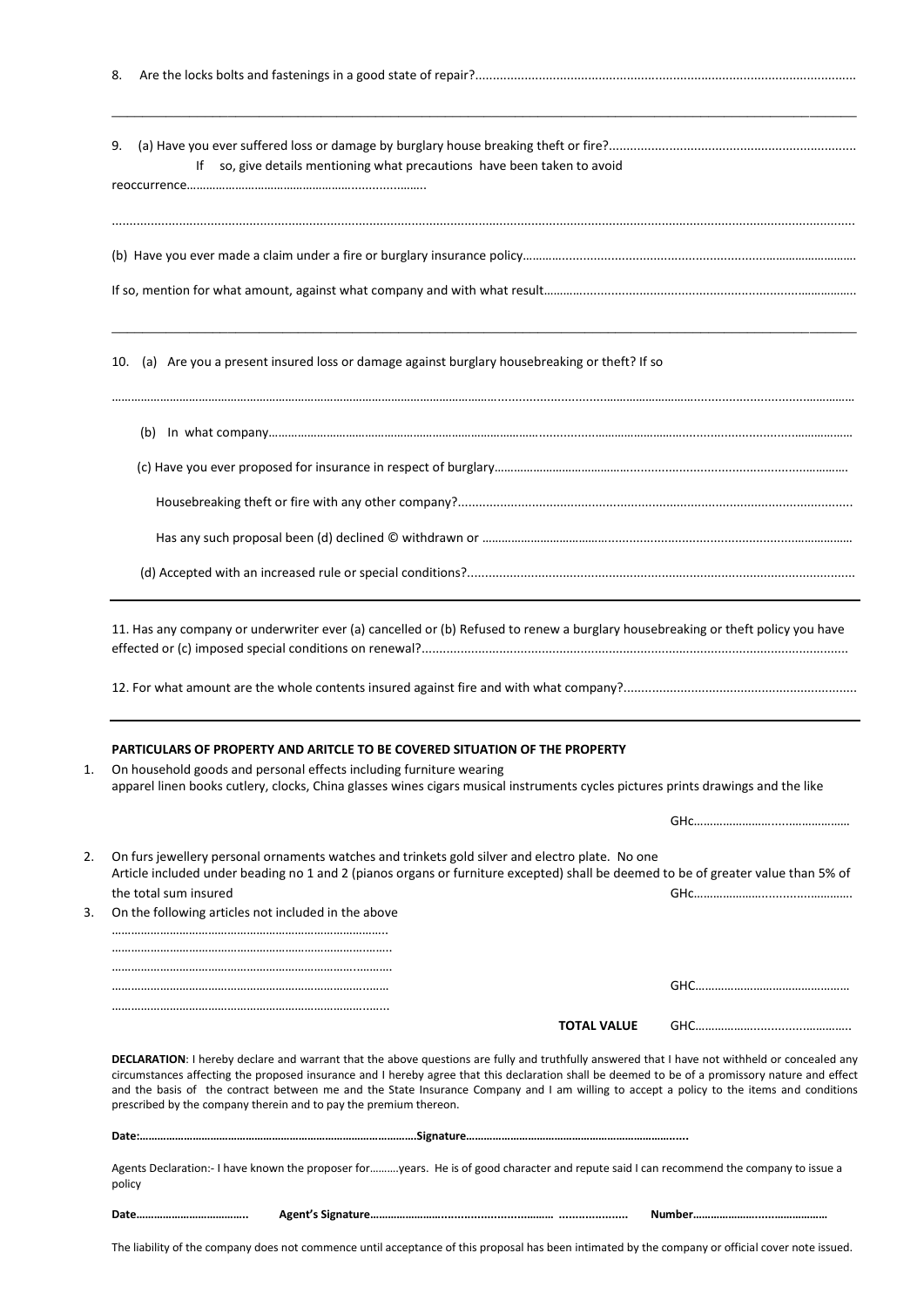8. Are the locks bolts and fastenings in a good state of repair?.............................................................................................................

---

9. (a) Have you ever suffered loss or damage by burglary house breaking theft or fire?.....................................................................
If so, give details mentioning what precautions have been taken to avoid reoccurrence……………………………………………….............…….

..........................................................................................................................................................................................................

(b) Have you ever made a claim under a fire or burglary insurance policy……………..............................................................................

If so, mention for what amount, against what company and with what result………..........................................................................

---

10. (a) Are you a present insured loss or damage against burglary housebreaking or theft? If so

……………………………………………………………………………………………………………………………..............................................................................

(b) In what company………………………………………………………………………….........................................................................................

(c) Have you ever proposed for insurance in respect of burglary…………………………………...........................................................

Housebreaking theft or fire with any other company?..................................................................................................................

Has any such proposal been (d) declined © withdrawn or ……………………………….......................................................................

(d) Accepted with an increased rule or special conditions?................................................................................................................

---

11. Has any company or underwriter ever (a) cancelled or (b) Refused to renew a burglary housebreaking or theft policy you have effected or (c) imposed special conditions on renewal?.........................................................................................................................

12. For what amount are the whole contents insured against fire and with what company?..................................................................

---

**PARTICULARS OF PROPERTY AND ARITCLE TO BE COVERED SITUATION OF THE PROPERTY**

1. On household goods and personal effects including furniture wearing apparel linen books cutlery, clocks, China glasses wines cigars musical instruments cycles pictures prints drawings and the like

   GHc……………………........……………

2. On furs jewellery personal ornaments watches and trinkets gold silver and electro plate. No one Article included under beading no 1 and 2 (pianos organs or furniture excepted) shall be deemed to be of greater value than 5% of the total sum insured GHc……………………..........……………

3. On the following articles not included in the above

   ……………………………………………………………………..
   ……………………………………………………………………..
   ……………………………………………………………………..
   …………………………………………………………………….. GHC……………………………………………
   ……………………………………………………………………..

**TOTAL VALUE** GHC……………………..........................

**DECLARATION**: I hereby declare and warrant that the above questions are fully and truthfully answered that I have not withheld or concealed any circumstances affecting the proposed insurance and I hereby agree that this declaration shall be deemed to be of a promissory nature and effect and the basis of the contract between me and the State Insurance Company and I am willing to accept a policy to the items and conditions prescribed by the company therein and to pay the premium thereon.

**Date:……………………………………………………………………………Signature…………………………………………………………......**

Agents Declaration:- I have known the proposer for……….years. He is of good character and repute said I can recommend the company to issue a policy

**Date……………………………….. Agent's Signature……………………....................................... .................... Number…………………..........…………**

The liability of the company does not commence until acceptance of this proposal has been intimated by the company or official cover note issued.